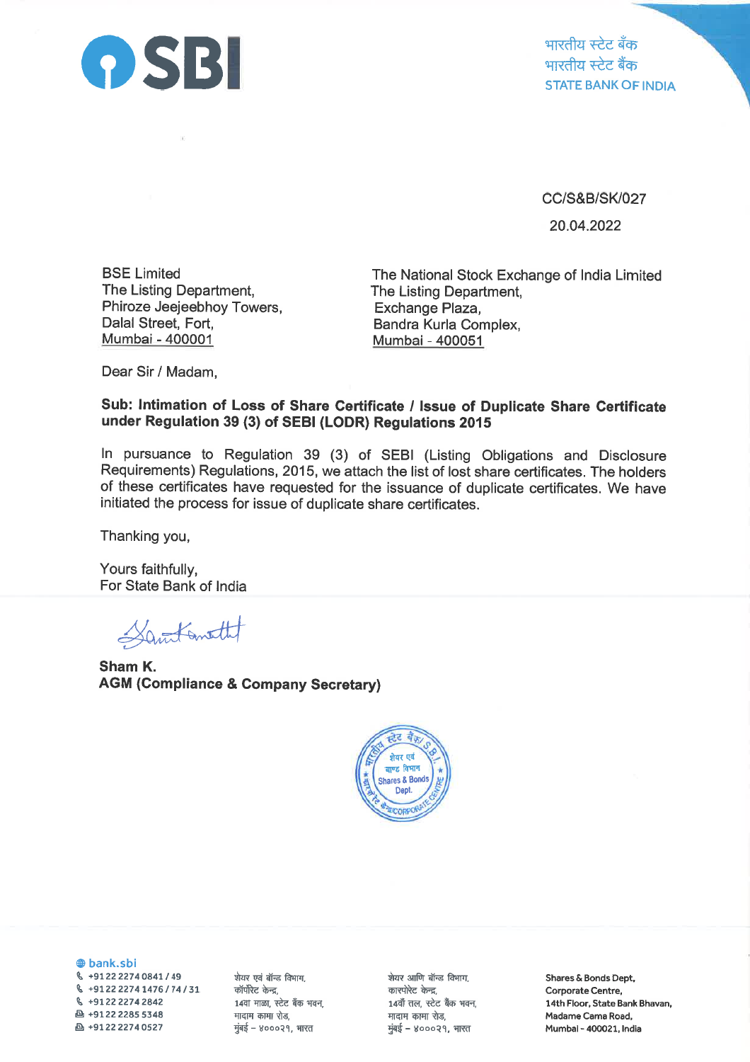भारतीय स्टेट बैंक
भारतीय स्टेट बैंक
STATE BANK OF INDIA

CC/S&B/SK/027

20.04.2022

BSE Limited
The Listing Department,
Phiroze Jeejeebhoy Towers,
Dalal Street, Fort,
Mumbai - 400001

The National Stock Exchange of India Limited
The Listing Department,
Exchange Plaza,
Bandra Kurla Complex,
Mumbai - 400051

Dear Sir / Madam,

**Sub: Intimation of Loss of Share Certificate / Issue of Duplicate Share Certificate under Regulation 39 (3) of SEBI (LODR) Regulations 2015**

In pursuance to Regulation 39 (3) of SEBI (Listing Obligations and Disclosure Requirements) Regulations, 2015, we attach the list of lost share certificates. The holders of these certificates have requested for the issuance of duplicate certificates. We have initiated the process for issue of duplicate share certificates.

Thanking you,

Yours faithfully,
For State Bank of India

**Sham K.**
**AGM (Compliance & Company Secretary)**

bank.sbi
+91 22 2274 0841 / 49
+91 22 2274 1476 / 74 / 31
+91 22 2274 2842
+91 22 2285 5348
+91 22 2274 0527

शेयर एवं बॉन्ड विभाग,
कॉर्पोरेट केन्द्र,
14वा माळा, स्टेट बँक भवन,
मादाम कामा रोड,
मुंबई – ४०००२१, भारत

शेयर आणि बॉन्ड विभाग,
कारपोरेट केन्द्र,
14वाँ तल, स्टेट बैंक भवन,
मादाम कामा रोड,
मुंबई – ४०००२१, भारत

Shares & Bonds Dept,
Corporate Centre,
14th Floor, State Bank Bhavan,
Madame Cama Road,
Mumbai - 400021, India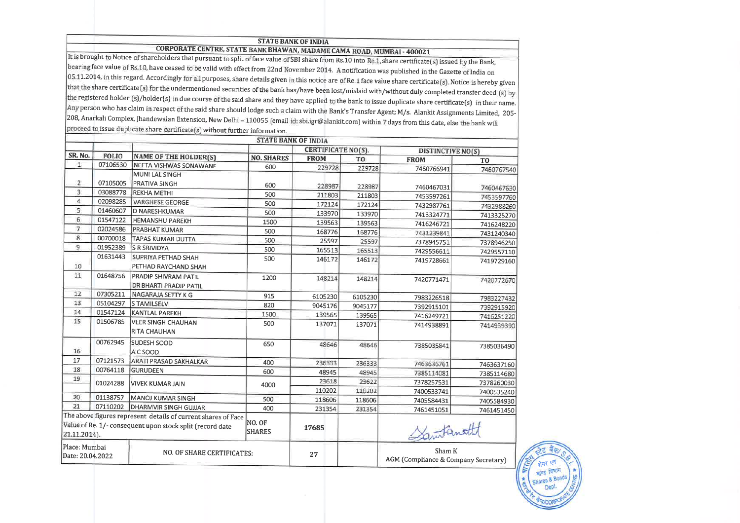**STATE BANK OF INDIA**

**CORPORATE CENTRE, STATE BANK BHAWAN, MADAME CAMA ROAD, MUMBAI - 400021**

It is brought to Notice of shareholders that pursuant to split of face value of SBI share from Rs.10 into Re.1, share certificate(s) issued by the Bank, bearing face value of Rs.10, have ceased to be valid with effect from 22nd November 2014. A notification was published in the Gazette of India on 05.11.2014, in this regard. Accordingly for all purposes, share details given in this notice are of Re.1 face value share certificate(s). Notice is hereby given that the share certificate(s) for the undermentioned securities of the bank has/have been lost/mislaid with/without duly completed transfer deed (s) by the registered holder (s)/holder(s) in due course of the said share and they have applied to the bank to issue duplicate share certificate(s) in their name. Any person who has claim in respect of the said share should lodge such a claim with the Bank's Transfer Agent; M/s. Alankit Assignments Limited, 205-208, Anarkali Complex, Jhandewalan Extension, New Delhi – 110055 (email id: sbi.igr@alankit.com) within 7 days from this date, else the bank will proceed to issue duplicate share certificate(s) without further information.

**STATE BANK OF INDIA**

| SR. No. | FOLIO | NAME OF THE HOLDER(S) | NO. SHARES | CERTIFICATE NO(S). | | DISTINCTIVE NO(S) | |
|---|---|---|---|---|---|---|---|
| | | | | FROM | TO | FROM | TO |
| 1 | 07106530 | NEETA VISHWAS SONAWANE | 600 | 229728 | 229728 | 7460766941 | 7460767540 |
| 2 | 07105005 | MUNI LAL SINGH<br>PRATIVA SINGH | 600 | 228987 | 228987 | 7460467031 | 7460467630 |
| 3 | 03088778 | REKHA METHI | 500 | 211803 | 211803 | 7453597261 | 7453597760 |
| 4 | 02098285 | VARGHESE GEORGE | 500 | 172124 | 172124 | 7432987761 | 7432988260 |
| 5 | 01460607 | D NARESHKUMAR | 500 | 133970 | 133970 | 7413324771 | 7413325270 |
| 6 | 01547122 | HEMANSHU PAREKH | 1500 | 139563 | 139563 | 7416246721 | 7416248220 |
| 7 | 02024586 | PRABHAT KUMAR | 500 | 168776 | 168776 | 7431239841 | 7431240340 |
| 8 | 00700018 | TAPAS KUMAR DUTTA | 500 | 25597 | 25597 | 7378945751 | 7378946250 |
| 9 | 01952389 | S R SRIVIDYA | 500 | 165513 | 165513 | 7429556611 | 7429557110 |
| 10 | 01631443 | SUPRIYA PETHAD SHAH<br>PETHAD RAYCHAND SHAH | 500 | 146172 | 146172 | 7419728661 | 7419729160 |
| 11 | 01648756 | PRADIP SHIVRAM PATIL<br>DR BHARTI PRADIP PATIL | 1200 | 148214 | 148214 | 7420771471 | 7420772670 |
| 12 | 07305211 | NAGARAJA SETTY K G | 915 | 6105230 | 6105230 | 7983226518 | 7983227432 |
| 13 | 05104297 | S TAMILSELVI | 820 | 9045176 | 9045177 | 7392915101 | 7392915920 |
| 14 | 01547124 | KANTLAL PAREKH | 1500 | 139565 | 139565 | 7416249721 | 7416251220 |
| 15 | 01506785 | VEER SINGH CHAUHAN<br>RITA CHAUHAN | 500 | 137071 | 137071 | 7414938891 | 7414939390 |
| 16 | 00762945 | SUDESH SOOD<br>A C SOOD | 650 | 48646 | 48646 | 7385035841 | 7385036490 |
| 17 | 07121573 | ARATI PRASAD SAKHALKAR | 400 | 236333 | 236333 | 7463636761 | 7463637160 |
| 18 | 00764118 | GURUDEEN | 600 | 48945 | 48945 | 7385114081 | 7385114680 |
| 19 | 01024288 | VIVEK KUMAR JAIN | 4000 | 23618 | 23622 | 7378257531 | 7378260030 |
| | | | | 110202 | 110202 | 7400533741 | 7400535240 |
| 20 | 01138757 | MANOJ KUMAR SINGH | 500 | 118606 | 118606 | 7405584431 | 7405584930 |
| 21 | 07110202 | DHARMVIR SINGH GUJJAR | 400 | 231354 | 231354 | 7461451051 | 7461451450 |
| The above figures represent details of current shares of Face Value of Re. 1/- consequent upon stock split (record date 21.11.2014). | | | NO. OF SHARES | 17685 | | | |
| Place: Mumbai<br>Date: 20.04.2022 | | NO. OF SHARE CERTIFICATES: | | 27 | | Sham K<br>AGM (Compliance & Company Secretary) | |